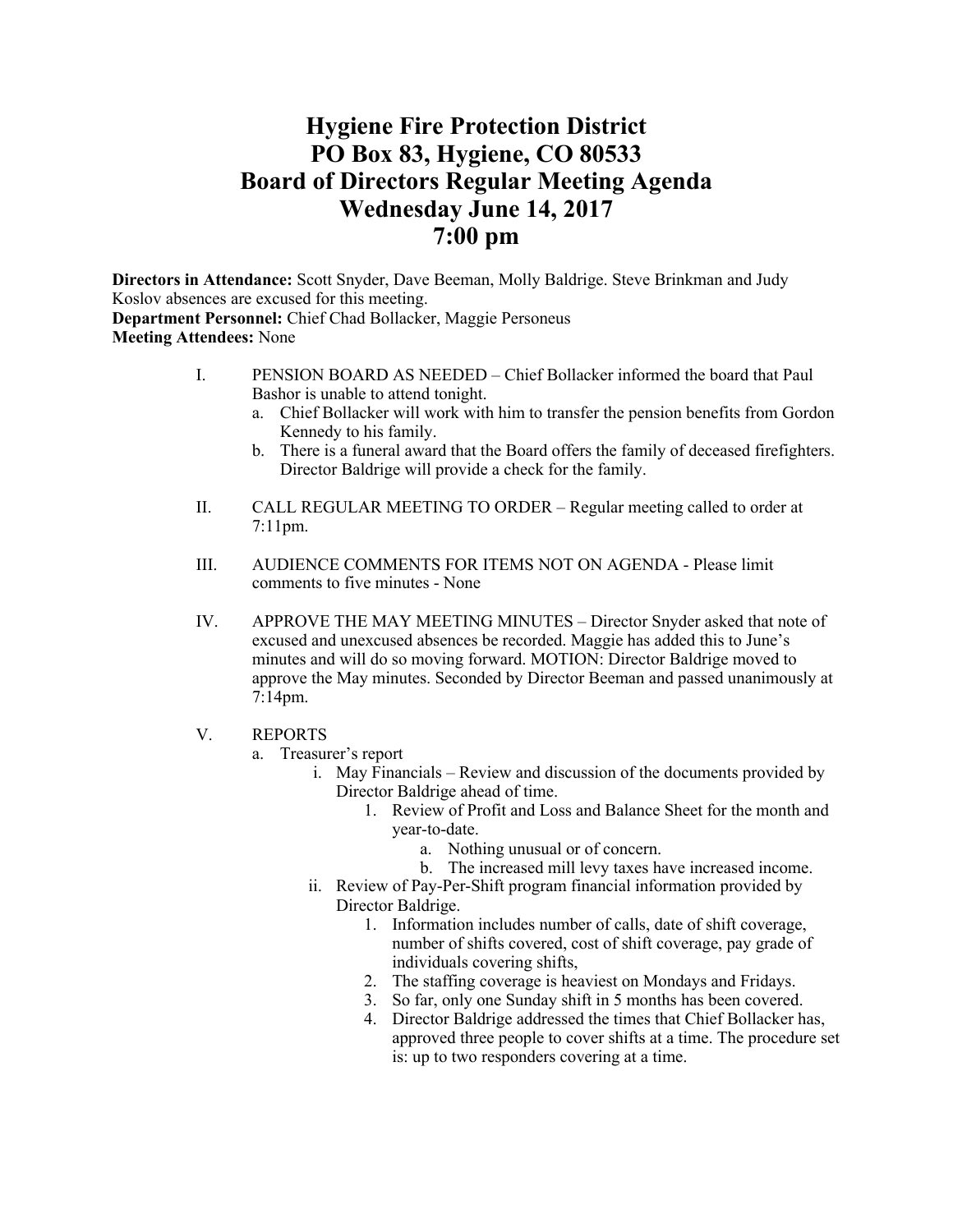# Hygiene Fire Protection District
# PO Box 83, Hygiene, CO 80533
# Board of Directors Regular Meeting Agenda
# Wednesday June 14, 2017
# 7:00 pm

**Directors in Attendance:** Scott Snyder, Dave Beeman, Molly Baldrige. Steve Brinkman and Judy Koslov absences are excused for this meeting.
**Department Personnel:** Chief Chad Bollacker, Maggie Personeus
**Meeting Attendees:** None

I. PENSION BOARD AS NEEDED – Chief Bollacker informed the board that Paul Bashor is unable to attend tonight.
   a. Chief Bollacker will work with him to transfer the pension benefits from Gordon Kennedy to his family.
   b. There is a funeral award that the Board offers the family of deceased firefighters. Director Baldrige will provide a check for the family.

II. CALL REGULAR MEETING TO ORDER – Regular meeting called to order at 7:11pm.

III. AUDIENCE COMMENTS FOR ITEMS NOT ON AGENDA - Please limit comments to five minutes - None

IV. APPROVE THE MAY MEETING MINUTES – Director Snyder asked that note of excused and unexcused absences be recorded. Maggie has added this to June's minutes and will do so moving forward. MOTION: Director Baldrige moved to approve the May minutes. Seconded by Director Beeman and passed unanimously at 7:14pm.

V. REPORTS
   a. Treasurer's report
      i. May Financials – Review and discussion of the documents provided by Director Baldrige ahead of time.
         1. Review of Profit and Loss and Balance Sheet for the month and year-to-date.
            a. Nothing unusual or of concern.
            b. The increased mill levy taxes have increased income.
      ii. Review of Pay-Per-Shift program financial information provided by Director Baldrige.
         1. Information includes number of calls, date of shift coverage, number of shifts covered, cost of shift coverage, pay grade of individuals covering shifts,
         2. The staffing coverage is heaviest on Mondays and Fridays.
         3. So far, only one Sunday shift in 5 months has been covered.
         4. Director Baldrige addressed the times that Chief Bollacker has, approved three people to cover shifts at a time. The procedure set is: up to two responders covering at a time.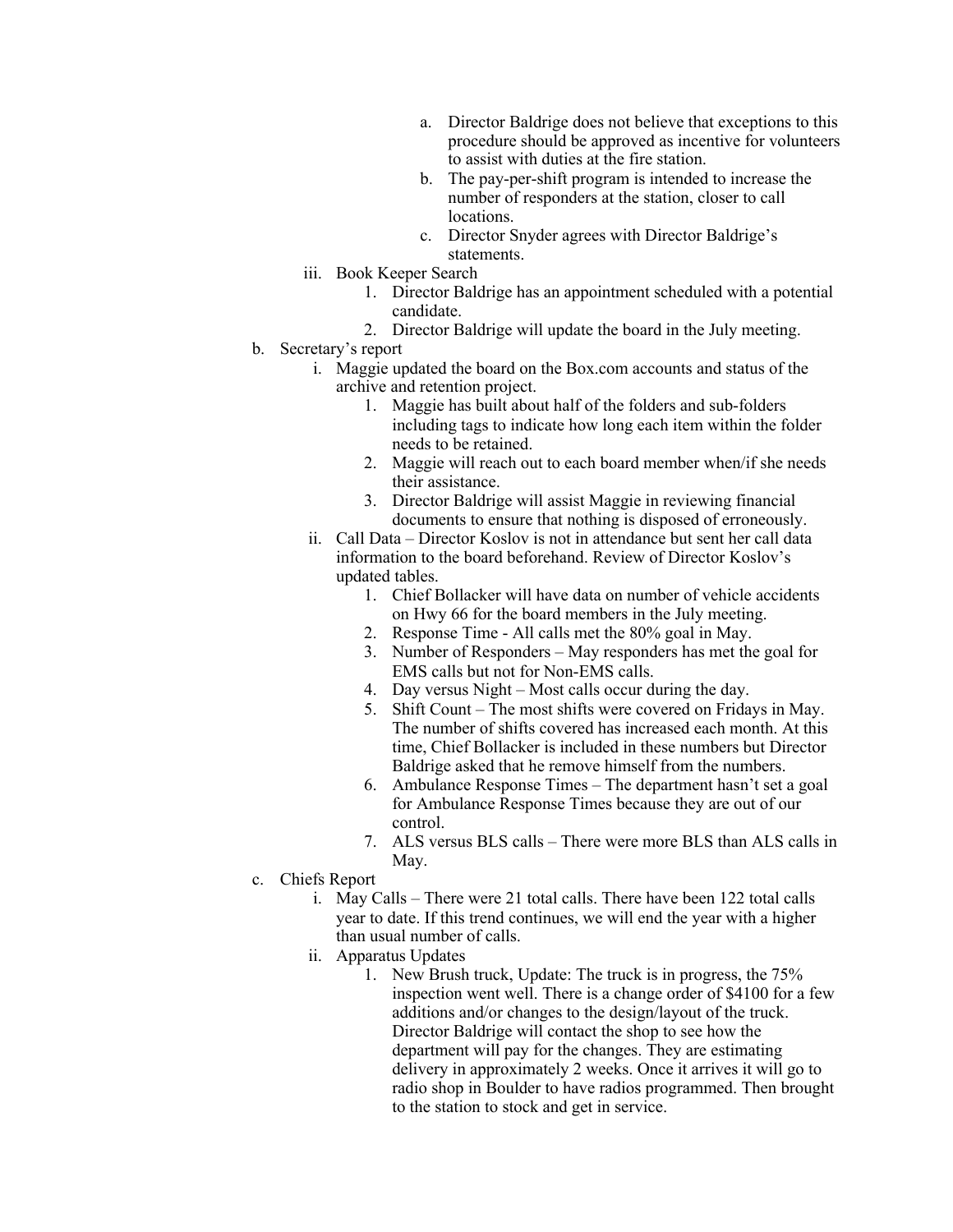a. Director Baldrige does not believe that exceptions to this procedure should be approved as incentive for volunteers to assist with duties at the fire station.
b. The pay-per-shift program is intended to increase the number of responders at the station, closer to call locations.
c. Director Snyder agrees with Director Baldrige's statements.

iii. Book Keeper Search
1. Director Baldrige has an appointment scheduled with a potential candidate.
2. Director Baldrige will update the board in the July meeting.

b. Secretary's report

i. Maggie updated the board on the Box.com accounts and status of the archive and retention project.
1. Maggie has built about half of the folders and sub-folders including tags to indicate how long each item within the folder needs to be retained.
2. Maggie will reach out to each board member when/if she needs their assistance.
3. Director Baldrige will assist Maggie in reviewing financial documents to ensure that nothing is disposed of erroneously.

ii. Call Data – Director Koslov is not in attendance but sent her call data information to the board beforehand. Review of Director Koslov's updated tables.
1. Chief Bollacker will have data on number of vehicle accidents on Hwy 66 for the board members in the July meeting.
2. Response Time - All calls met the 80% goal in May.
3. Number of Responders – May responders has met the goal for EMS calls but not for Non-EMS calls.
4. Day versus Night – Most calls occur during the day.
5. Shift Count – The most shifts were covered on Fridays in May. The number of shifts covered has increased each month. At this time, Chief Bollacker is included in these numbers but Director Baldrige asked that he remove himself from the numbers.
6. Ambulance Response Times – The department hasn't set a goal for Ambulance Response Times because they are out of our control.
7. ALS versus BLS calls – There were more BLS than ALS calls in May.

c. Chiefs Report

i. May Calls – There were 21 total calls. There have been 122 total calls year to date. If this trend continues, we will end the year with a higher than usual number of calls.

ii. Apparatus Updates
1. New Brush truck, Update: The truck is in progress, the 75% inspection went well. There is a change order of $4100 for a few additions and/or changes to the design/layout of the truck. Director Baldrige will contact the shop to see how the department will pay for the changes. They are estimating delivery in approximately 2 weeks. Once it arrives it will go to radio shop in Boulder to have radios programmed. Then brought to the station to stock and get in service.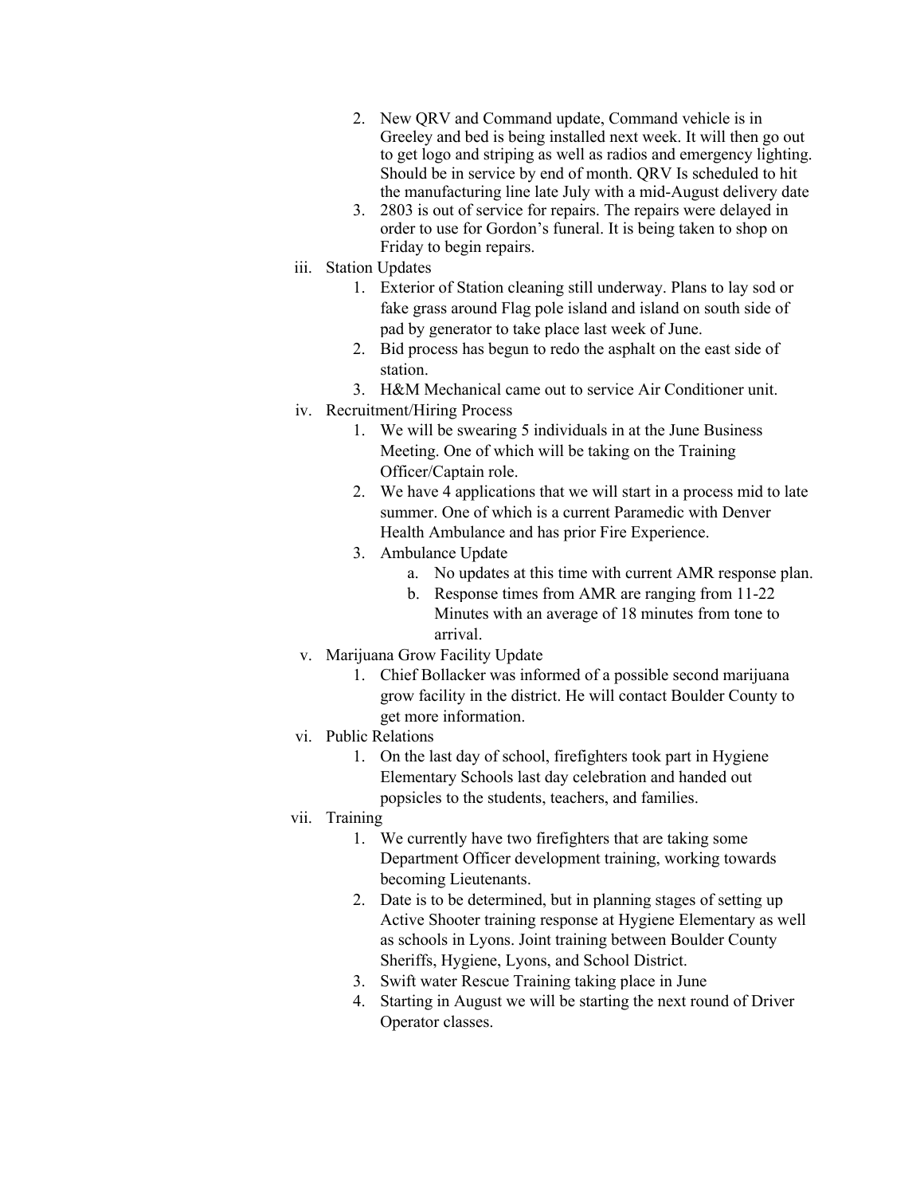2. New QRV and Command update, Command vehicle is in Greeley and bed is being installed next week. It will then go out to get logo and striping as well as radios and emergency lighting. Should be in service by end of month. QRV Is scheduled to hit the manufacturing line late July with a mid-August delivery date
3. 2803 is out of service for repairs. The repairs were delayed in order to use for Gordon's funeral. It is being taken to shop on Friday to begin repairs.

iii. Station Updates

1. Exterior of Station cleaning still underway. Plans to lay sod or fake grass around Flag pole island and island on south side of pad by generator to take place last week of June.
2. Bid process has begun to redo the asphalt on the east side of station.
3. H&M Mechanical came out to service Air Conditioner unit.

iv. Recruitment/Hiring Process

1. We will be swearing 5 individuals in at the June Business Meeting. One of which will be taking on the Training Officer/Captain role.
2. We have 4 applications that we will start in a process mid to late summer. One of which is a current Paramedic with Denver Health Ambulance and has prior Fire Experience.
3. Ambulance Update
   a. No updates at this time with current AMR response plan.
   b. Response times from AMR are ranging from 11-22 Minutes with an average of 18 minutes from tone to arrival.

v. Marijuana Grow Facility Update

1. Chief Bollacker was informed of a possible second marijuana grow facility in the district. He will contact Boulder County to get more information.

vi. Public Relations

1. On the last day of school, firefighters took part in Hygiene Elementary Schools last day celebration and handed out popsicles to the students, teachers, and families.

vii. Training

1. We currently have two firefighters that are taking some Department Officer development training, working towards becoming Lieutenants.
2. Date is to be determined, but in planning stages of setting up Active Shooter training response at Hygiene Elementary as well as schools in Lyons. Joint training between Boulder County Sheriffs, Hygiene, Lyons, and School District.
3. Swift water Rescue Training taking place in June
4. Starting in August we will be starting the next round of Driver Operator classes.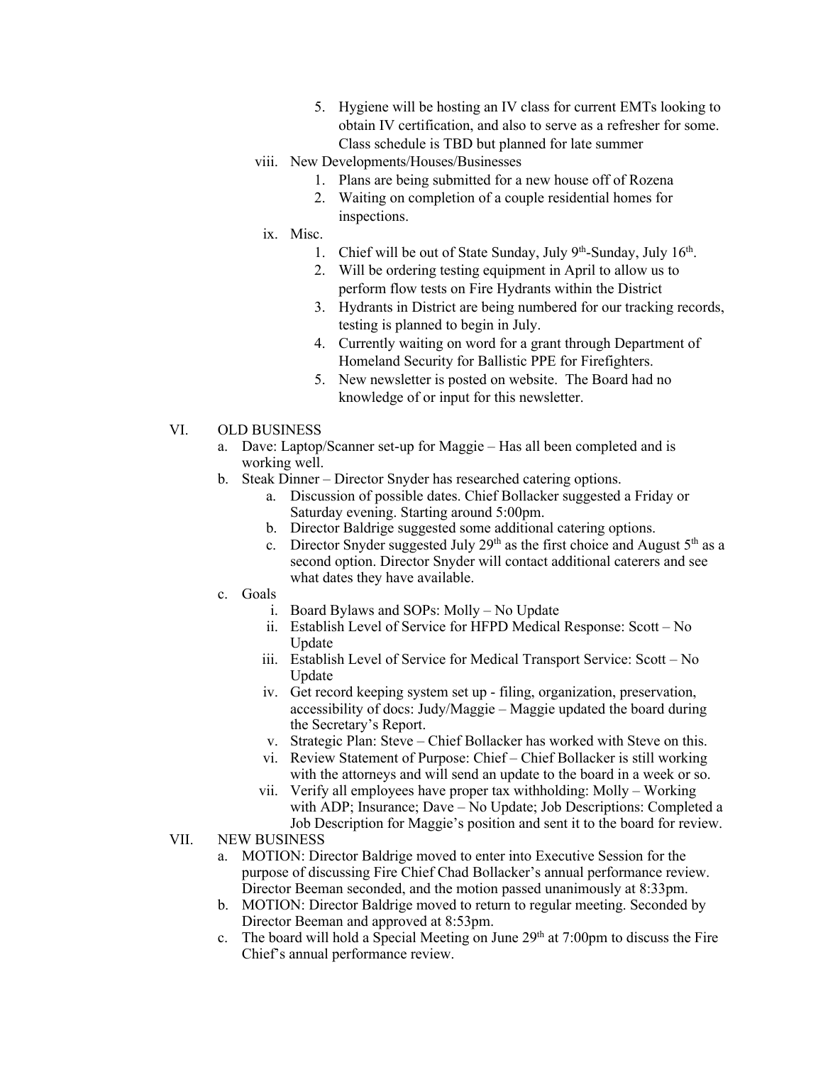5. Hygiene will be hosting an IV class for current EMTs looking to obtain IV certification, and also to serve as a refresher for some. Class schedule is TBD but planned for late summer

viii. New Developments/Houses/Businesses

1. Plans are being submitted for a new house off of Rozena
2. Waiting on completion of a couple residential homes for inspections.

ix. Misc.

1. Chief will be out of State Sunday, July 9th-Sunday, July 16th.
2. Will be ordering testing equipment in April to allow us to perform flow tests on Fire Hydrants within the District
3. Hydrants in District are being numbered for our tracking records, testing is planned to begin in July.
4. Currently waiting on word for a grant through Department of Homeland Security for Ballistic PPE for Firefighters.
5. New newsletter is posted on website. The Board had no knowledge of or input for this newsletter.

VI. OLD BUSINESS

a. Dave: Laptop/Scanner set-up for Maggie – Has all been completed and is working well.

b. Steak Dinner – Director Snyder has researched catering options.

   a. Discussion of possible dates. Chief Bollacker suggested a Friday or Saturday evening. Starting around 5:00pm.
   b. Director Baldrige suggested some additional catering options.
   c. Director Snyder suggested July 29th as the first choice and August 5th as a second option. Director Snyder will contact additional caterers and see what dates they have available.

c. Goals

   i. Board Bylaws and SOPs: Molly – No Update
   ii. Establish Level of Service for HFPD Medical Response: Scott – No Update
   iii. Establish Level of Service for Medical Transport Service: Scott – No Update
   iv. Get record keeping system set up - filing, organization, preservation, accessibility of docs: Judy/Maggie – Maggie updated the board during the Secretary's Report.
   v. Strategic Plan: Steve – Chief Bollacker has worked with Steve on this.
   vi. Review Statement of Purpose: Chief – Chief Bollacker is still working with the attorneys and will send an update to the board in a week or so.
   vii. Verify all employees have proper tax withholding: Molly – Working with ADP; Insurance; Dave – No Update; Job Descriptions: Completed a Job Description for Maggie's position and sent it to the board for review.

VII. NEW BUSINESS

a. MOTION: Director Baldrige moved to enter into Executive Session for the purpose of discussing Fire Chief Chad Bollacker's annual performance review. Director Beeman seconded, and the motion passed unanimously at 8:33pm.

b. MOTION: Director Baldrige moved to return to regular meeting. Seconded by Director Beeman and approved at 8:53pm.

c. The board will hold a Special Meeting on June 29th at 7:00pm to discuss the Fire Chief's annual performance review.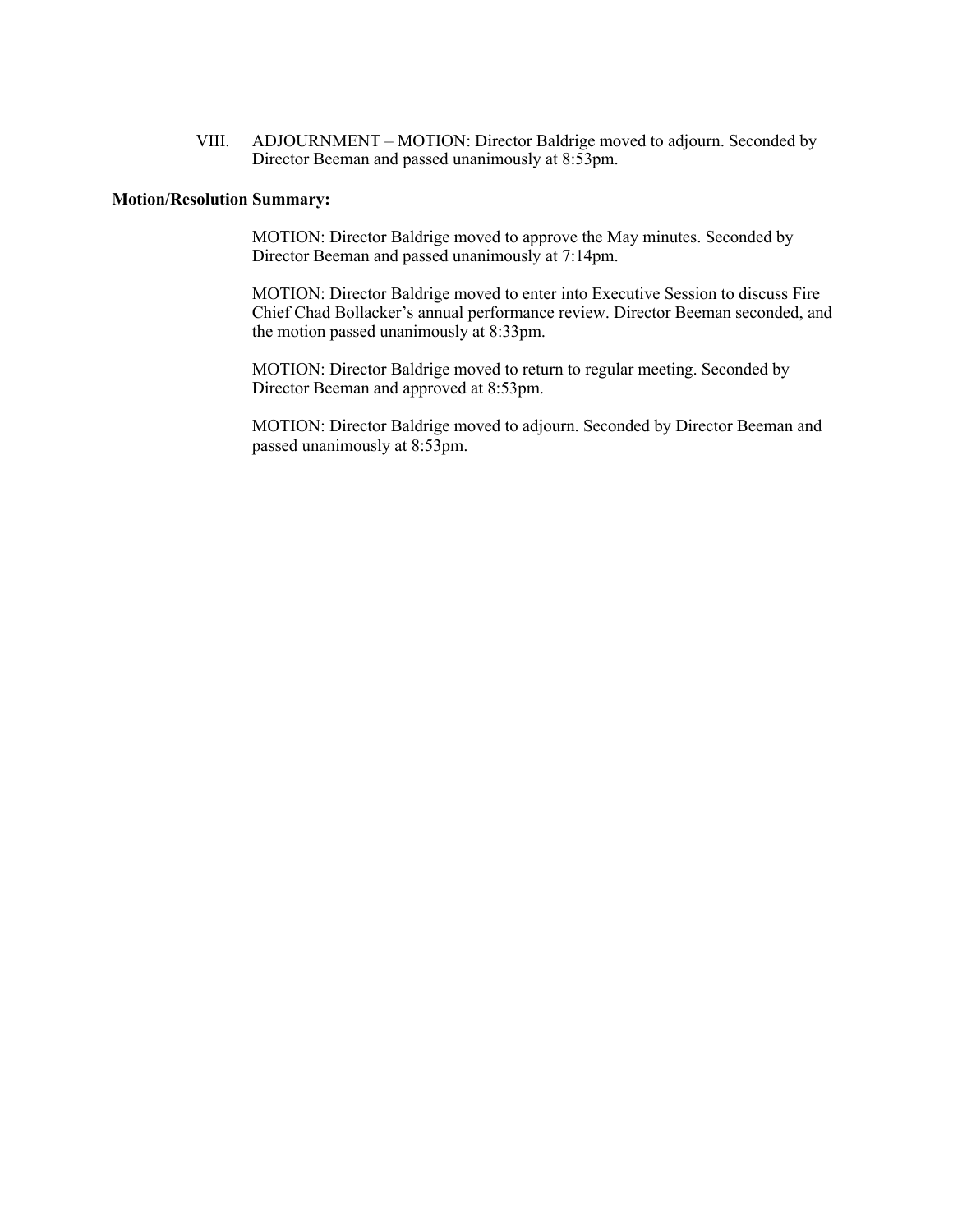VIII. ADJOURNMENT – MOTION: Director Baldrige moved to adjourn. Seconded by Director Beeman and passed unanimously at 8:53pm.

**Motion/Resolution Summary:**

MOTION: Director Baldrige moved to approve the May minutes. Seconded by Director Beeman and passed unanimously at 7:14pm.

MOTION: Director Baldrige moved to enter into Executive Session to discuss Fire Chief Chad Bollacker's annual performance review. Director Beeman seconded, and the motion passed unanimously at 8:33pm.

MOTION: Director Baldrige moved to return to regular meeting. Seconded by Director Beeman and approved at 8:53pm.

MOTION: Director Baldrige moved to adjourn. Seconded by Director Beeman and passed unanimously at 8:53pm.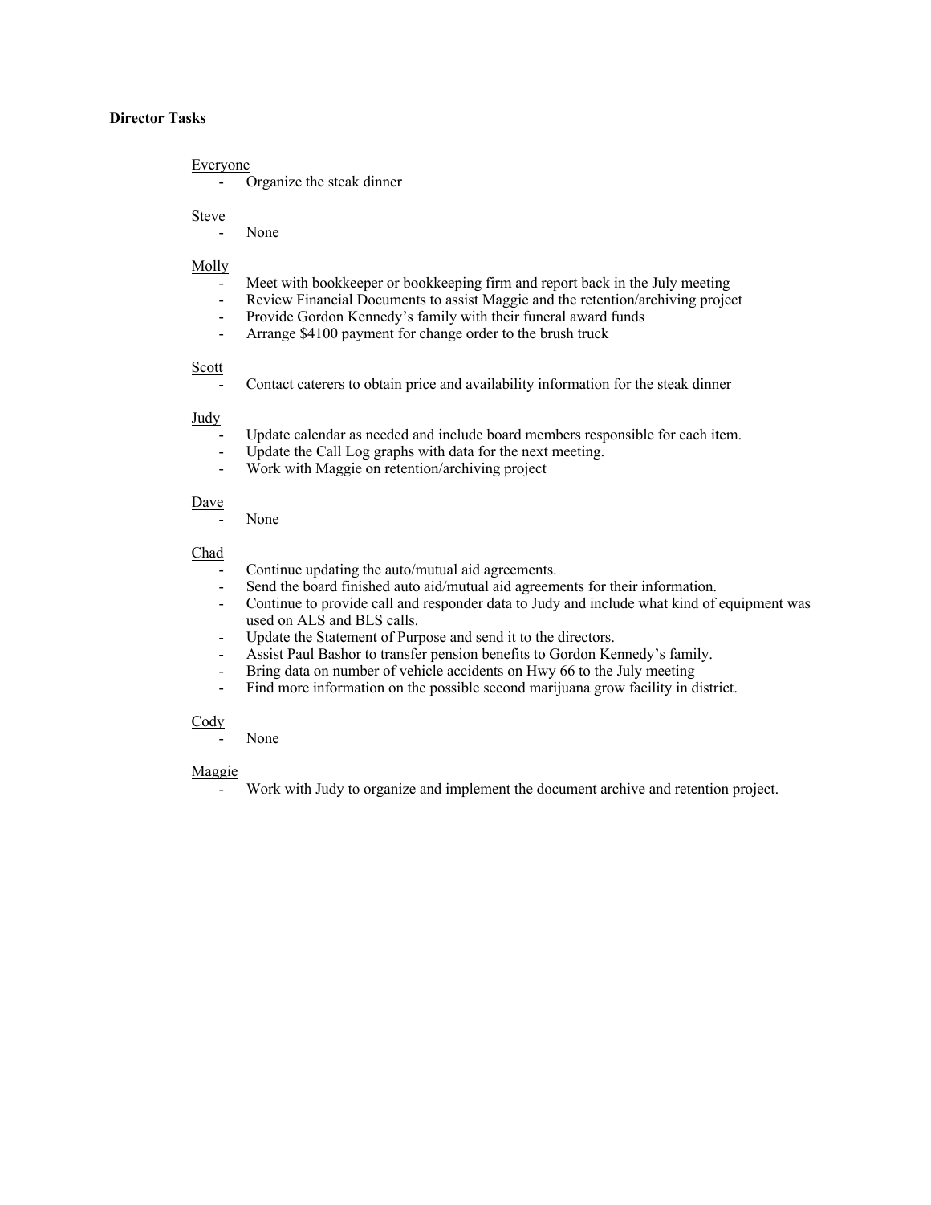**Director Tasks**

Everyone

- Organize the steak dinner

Steve

- None

Molly

- Meet with bookkeeper or bookkeeping firm and report back in the July meeting
- Review Financial Documents to assist Maggie and the retention/archiving project
- Provide Gordon Kennedy's family with their funeral award funds
- Arrange $4100 payment for change order to the brush truck

Scott

- Contact caterers to obtain price and availability information for the steak dinner

Judy

- Update calendar as needed and include board members responsible for each item.
- Update the Call Log graphs with data for the next meeting.
- Work with Maggie on retention/archiving project

Dave

- None

Chad

- Continue updating the auto/mutual aid agreements.
- Send the board finished auto aid/mutual aid agreements for their information.
- Continue to provide call and responder data to Judy and include what kind of equipment was used on ALS and BLS calls.
- Update the Statement of Purpose and send it to the directors.
- Assist Paul Bashor to transfer pension benefits to Gordon Kennedy's family.
- Bring data on number of vehicle accidents on Hwy 66 to the July meeting
- Find more information on the possible second marijuana grow facility in district.

Cody

- None

Maggie

- Work with Judy to organize and implement the document archive and retention project.